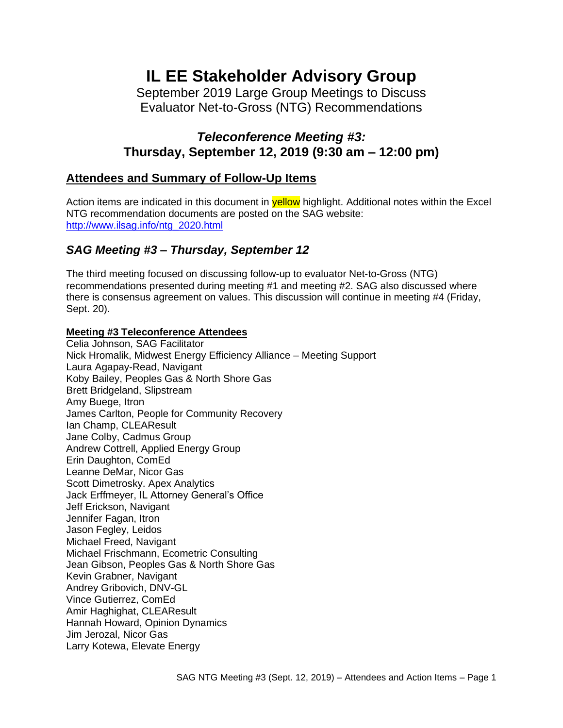# IL EE Stakeholder Advisory Group

September 2019 Large Group Meetings to Discuss Evaluator Net-to-Gross (NTG) Recommendations

## *Teleconference Meeting #3:* Thursday, September 12, 2019 (9:30 am – 12:00 pm)

### Attendees and Summary of Follow-Up Items

Action items are indicated in this document in yellow highlight. Additional notes within the Excel NTG recommendation documents are posted on the SAG website: http://www.ilsag.info/ntg_2020.html

### *SAG Meeting #3 – Thursday, September 12*

The third meeting focused on discussing follow-up to evaluator Net-to-Gross (NTG) recommendations presented during meeting #1 and meeting #2. SAG also discussed where there is consensus agreement on values. This discussion will continue in meeting #4 (Friday, Sept. 20).

**Meeting #3 Teleconference Attendees**

Celia Johnson, SAG Facilitator
Nick Hromalik, Midwest Energy Efficiency Alliance – Meeting Support
Laura Agapay-Read, Navigant
Koby Bailey, Peoples Gas & North Shore Gas
Brett Bridgeland, Slipstream
Amy Buege, Itron
James Carlton, People for Community Recovery
Ian Champ, CLEAResult
Jane Colby, Cadmus Group
Andrew Cottrell, Applied Energy Group
Erin Daughton, ComEd
Leanne DeMar, Nicor Gas
Scott Dimetrosky. Apex Analytics
Jack Erffmeyer, IL Attorney General's Office
Jeff Erickson, Navigant
Jennifer Fagan, Itron
Jason Fegley, Leidos
Michael Freed, Navigant
Michael Frischmann, Ecometric Consulting
Jean Gibson, Peoples Gas & North Shore Gas
Kevin Grabner, Navigant
Andrey Gribovich, DNV-GL
Vince Gutierrez, ComEd
Amir Haghighat, CLEAResult
Hannah Howard, Opinion Dynamics
Jim Jerozal, Nicor Gas
Larry Kotewa, Elevate Energy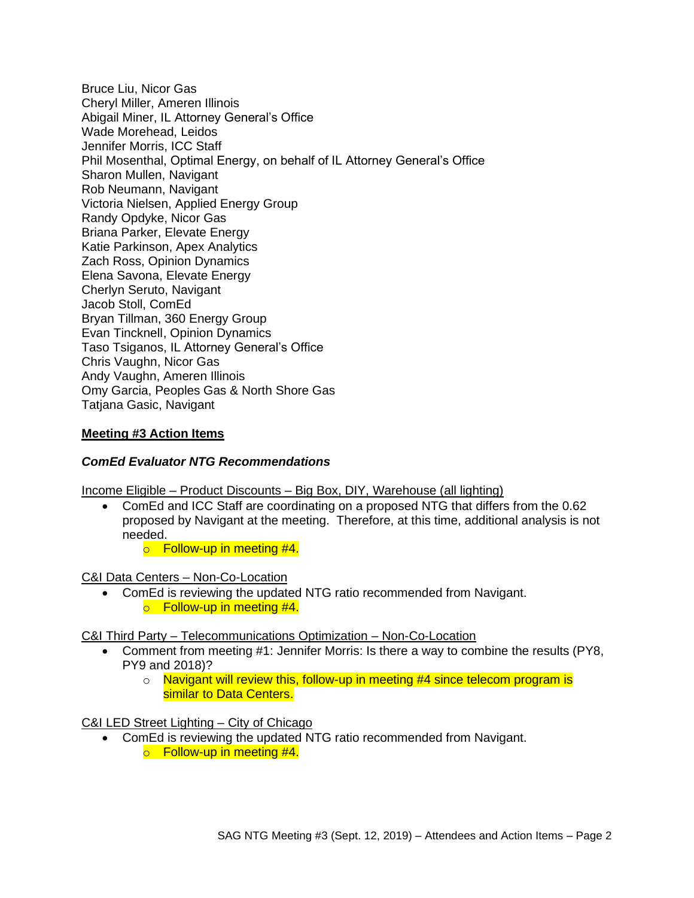Bruce Liu, Nicor Gas
Cheryl Miller, Ameren Illinois
Abigail Miner, IL Attorney General's Office
Wade Morehead, Leidos
Jennifer Morris, ICC Staff
Phil Mosenthal, Optimal Energy, on behalf of IL Attorney General's Office
Sharon Mullen, Navigant
Rob Neumann, Navigant
Victoria Nielsen, Applied Energy Group
Randy Opdyke, Nicor Gas
Briana Parker, Elevate Energy
Katie Parkinson, Apex Analytics
Zach Ross, Opinion Dynamics
Elena Savona, Elevate Energy
Cherlyn Seruto, Navigant
Jacob Stoll, ComEd
Bryan Tillman, 360 Energy Group
Evan Tincknell, Opinion Dynamics
Taso Tsiganos, IL Attorney General's Office
Chris Vaughn, Nicor Gas
Andy Vaughn, Ameren Illinois
Omy Garcia, Peoples Gas & North Shore Gas
Tatjana Gasic, Navigant

## Meeting #3 Action Items

### *ComEd Evaluator NTG Recommendations*

Income Eligible – Product Discounts – Big Box, DIY, Warehouse (all lighting)

- ComEd and ICC Staff are coordinating on a proposed NTG that differs from the 0.62 proposed by Navigant at the meeting. Therefore, at this time, additional analysis is not needed.
  - Follow-up in meeting #4.

C&I Data Centers – Non-Co-Location

- ComEd is reviewing the updated NTG ratio recommended from Navigant.
  - Follow-up in meeting #4.

C&I Third Party – Telecommunications Optimization – Non-Co-Location

- Comment from meeting #1: Jennifer Morris: Is there a way to combine the results (PY8, PY9 and 2018)?
  - Navigant will review this, follow-up in meeting #4 since telecom program is similar to Data Centers.

C&I LED Street Lighting – City of Chicago

- ComEd is reviewing the updated NTG ratio recommended from Navigant.
  - Follow-up in meeting #4.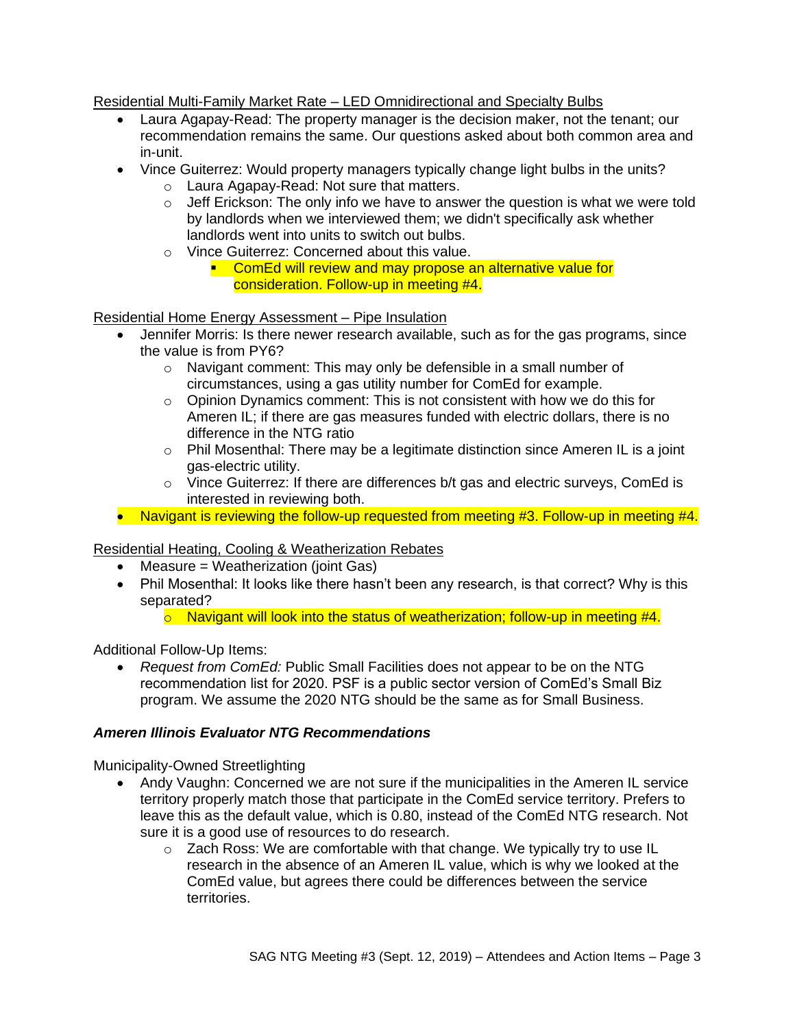Residential Multi-Family Market Rate – LED Omnidirectional and Specialty Bulbs

- Laura Agapay-Read: The property manager is the decision maker, not the tenant; our recommendation remains the same. Our questions asked about both common area and in-unit.
- Vince Guiterrez: Would property managers typically change light bulbs in the units?
  - Laura Agapay-Read: Not sure that matters.
  - Jeff Erickson: The only info we have to answer the question is what we were told by landlords when we interviewed them; we didn't specifically ask whether landlords went into units to switch out bulbs.
  - Vince Guiterrez: Concerned about this value.
    - ComEd will review and may propose an alternative value for consideration. Follow-up in meeting #4.

Residential Home Energy Assessment – Pipe Insulation

- Jennifer Morris: Is there newer research available, such as for the gas programs, since the value is from PY6?
  - Navigant comment: This may only be defensible in a small number of circumstances, using a gas utility number for ComEd for example.
  - Opinion Dynamics comment: This is not consistent with how we do this for Ameren IL; if there are gas measures funded with electric dollars, there is no difference in the NTG ratio
  - Phil Mosenthal: There may be a legitimate distinction since Ameren IL is a joint gas-electric utility.
  - Vince Guiterrez: If there are differences b/t gas and electric surveys, ComEd is interested in reviewing both.
- Navigant is reviewing the follow-up requested from meeting #3. Follow-up in meeting #4.

Residential Heating, Cooling & Weatherization Rebates

- Measure = Weatherization (joint Gas)
- Phil Mosenthal: It looks like there hasn't been any research, is that correct? Why is this separated?
  - Navigant will look into the status of weatherization; follow-up in meeting #4.

Additional Follow-Up Items:

- *Request from ComEd:* Public Small Facilities does not appear to be on the NTG recommendation list for 2020. PSF is a public sector version of ComEd's Small Biz program. We assume the 2020 NTG should be the same as for Small Business.

### ***Ameren Illinois Evaluator NTG Recommendations***

Municipality-Owned Streetlighting

- Andy Vaughn: Concerned we are not sure if the municipalities in the Ameren IL service territory properly match those that participate in the ComEd service territory. Prefers to leave this as the default value, which is 0.80, instead of the ComEd NTG research. Not sure it is a good use of resources to do research.
  - Zach Ross: We are comfortable with that change. We typically try to use IL research in the absence of an Ameren IL value, which is why we looked at the ComEd value, but agrees there could be differences between the service territories.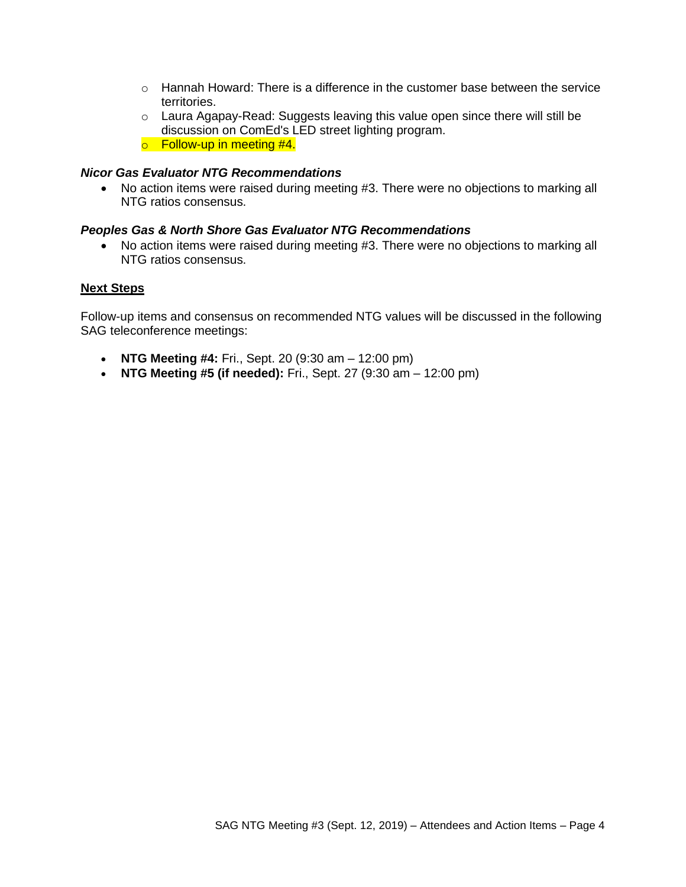- Hannah Howard: There is a difference in the customer base between the service territories.
  - Laura Agapay-Read: Suggests leaving this value open since there will still be discussion on ComEd's LED street lighting program.
  - Follow-up in meeting #4.

***Nicor Gas Evaluator NTG Recommendations***

- No action items were raised during meeting #3. There were no objections to marking all NTG ratios consensus.

***Peoples Gas & North Shore Gas Evaluator NTG Recommendations***

- No action items were raised during meeting #3. There were no objections to marking all NTG ratios consensus.

**Next Steps**

Follow-up items and consensus on recommended NTG values will be discussed in the following SAG teleconference meetings:

- **NTG Meeting #4:** Fri., Sept. 20 (9:30 am – 12:00 pm)
- **NTG Meeting #5 (if needed):** Fri., Sept. 27 (9:30 am – 12:00 pm)